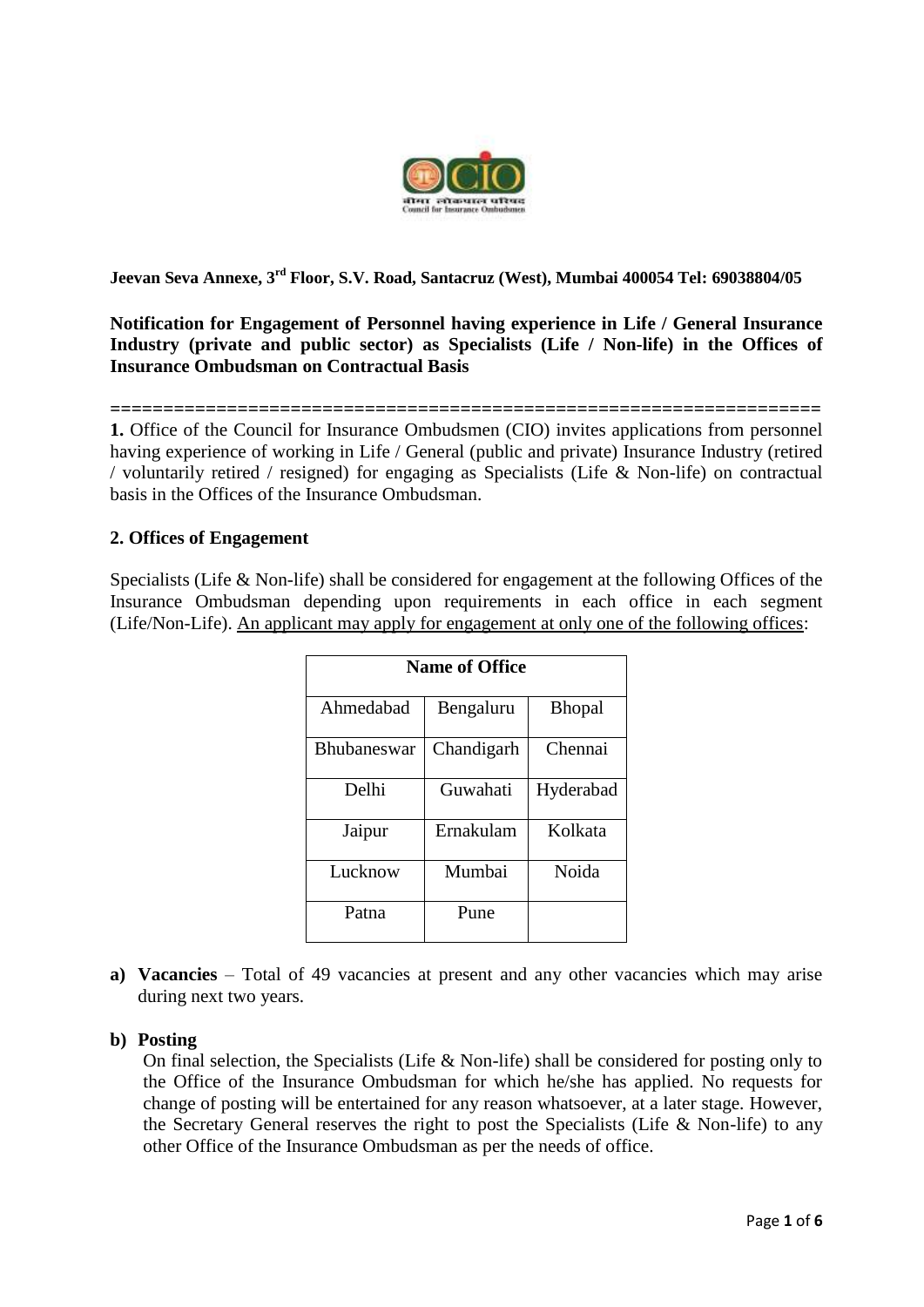**Jeevan Seva Annexe, 3rd Floor, S.V. Road, Santacruz (West), Mumbai 400054 Tel: 69038804/05**

**Notification for Engagement of Personnel having experience in Life / General Insurance Industry (private and public sector) as Specialists (Life / Non-life) in the Offices of Insurance Ombudsman on Contractual Basis**

---

**1.** Office of the Council for Insurance Ombudsmen (CIO) invites applications from personnel having experience of working in Life / General (public and private) Insurance Industry (retired / voluntarily retired / resigned) for engaging as Specialists (Life & Non-life) on contractual basis in the Offices of the Insurance Ombudsman.

**2. Offices of Engagement**

Specialists (Life & Non-life) shall be considered for engagement at the following Offices of the Insurance Ombudsman depending upon requirements in each office in each segment (Life/Non-Life). <u>An applicant may apply for engagement at only one of the following offices</u>:

| Name of Office | | |
|---|---|---|
| Ahmedabad | Bengaluru | Bhopal |
| Bhubaneswar | Chandigarh | Chennai |
| Delhi | Guwahati | Hyderabad |
| Jaipur | Ernakulam | Kolkata |
| Lucknow | Mumbai | Noida |
| Patna | Pune | |

**a) Vacancies** – Total of 49 vacancies at present and any other vacancies which may arise during next two years.

**b) Posting**

On final selection, the Specialists (Life & Non-life) shall be considered for posting only to the Office of the Insurance Ombudsman for which he/she has applied. No requests for change of posting will be entertained for any reason whatsoever, at a later stage. However, the Secretary General reserves the right to post the Specialists (Life & Non-life) to any other Office of the Insurance Ombudsman as per the needs of office.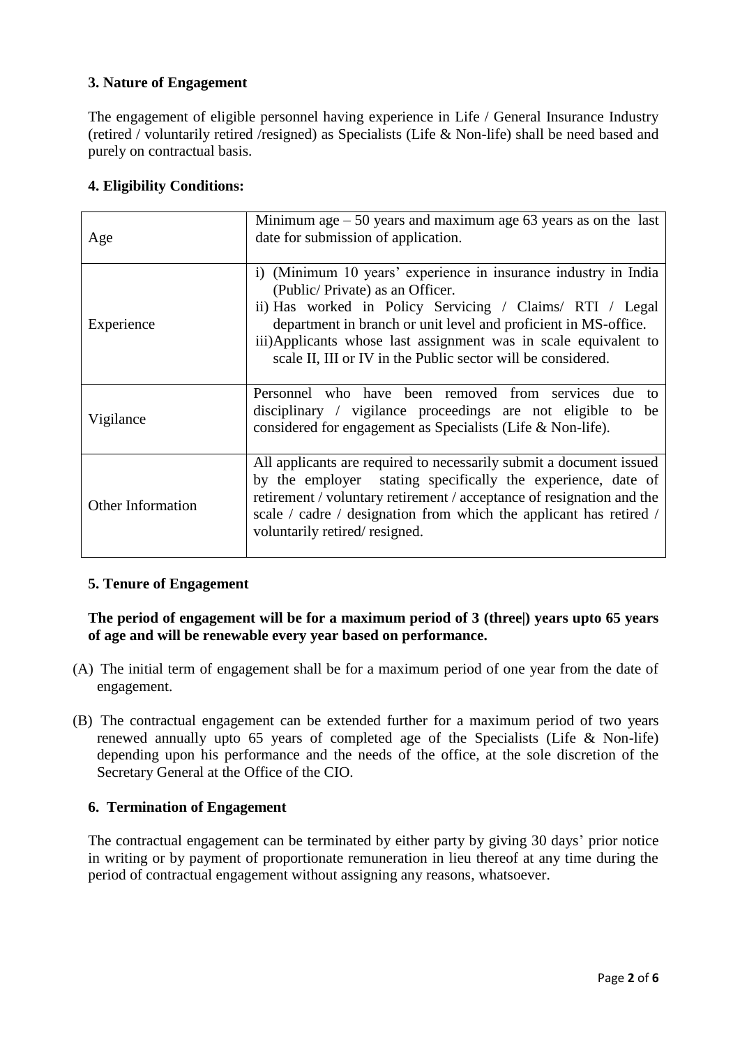### 3. Nature of Engagement

The engagement of eligible personnel having experience in Life / General Insurance Industry (retired / voluntarily retired /resigned) as Specialists (Life & Non-life) shall be need based and purely on contractual basis.

### 4. Eligibility Conditions:

| | |
|---|---|
| Age | Minimum age – 50 years and maximum age 63 years as on the last date for submission of application. |
| Experience | i) (Minimum 10 years' experience in insurance industry in India (Public/ Private) as an Officer.<br>ii) Has worked in Policy Servicing / Claims/ RTI / Legal department in branch or unit level and proficient in MS-office.<br>iii)Applicants whose last assignment was in scale equivalent to scale II, III or IV in the Public sector will be considered. |
| Vigilance | Personnel who have been removed from services due to disciplinary / vigilance proceedings are not eligible to be considered for engagement as Specialists (Life & Non-life). |
| Other Information | All applicants are required to necessarily submit a document issued by the employer stating specifically the experience, date of retirement / voluntary retirement / acceptance of resignation and the scale / cadre / designation from which the applicant has retired / voluntarily retired/ resigned. |

### 5. Tenure of Engagement

**The period of engagement will be for a maximum period of 3 (three|) years upto 65 years of age and will be renewable every year based on performance.**

(A) The initial term of engagement shall be for a maximum period of one year from the date of engagement.

(B) The contractual engagement can be extended further for a maximum period of two years renewed annually upto 65 years of completed age of the Specialists (Life & Non-life) depending upon his performance and the needs of the office, at the sole discretion of the Secretary General at the Office of the CIO.

### 6. Termination of Engagement

The contractual engagement can be terminated by either party by giving 30 days' prior notice in writing or by payment of proportionate remuneration in lieu thereof at any time during the period of contractual engagement without assigning any reasons, whatsoever.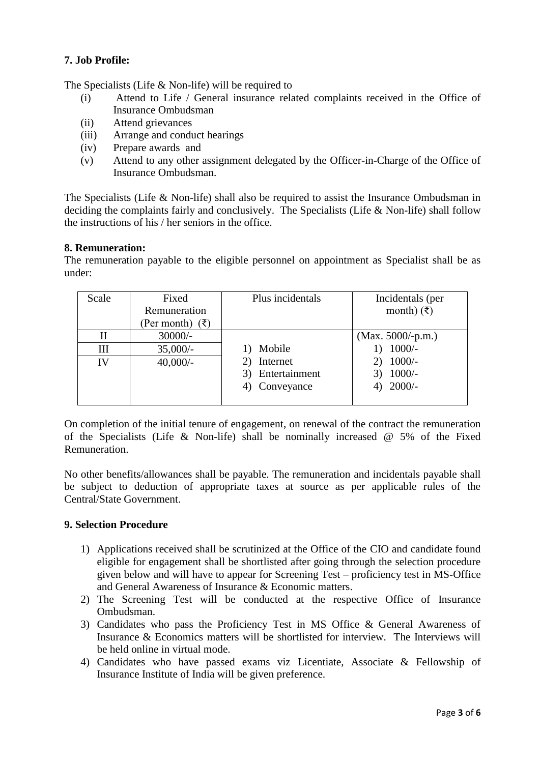### 7. Job Profile:

The Specialists (Life & Non-life) will be required to

(i) Attend to Life / General insurance related complaints received in the Office of Insurance Ombudsman
(ii) Attend grievances
(iii) Arrange and conduct hearings
(iv) Prepare awards and
(v) Attend to any other assignment delegated by the Officer-in-Charge of the Office of Insurance Ombudsman.

The Specialists (Life & Non-life) shall also be required to assist the Insurance Ombudsman in deciding the complaints fairly and conclusively. The Specialists (Life & Non-life) shall follow the instructions of his / her seniors in the office.

### 8. Remuneration:

The remuneration payable to the eligible personnel on appointment as Specialist shall be as under:

| Scale | Fixed Remuneration (Per month) (₹) | Plus incidentals | Incidentals (per month) (₹) |
|---|---|---|---|
| II | 30000/- | | (Max. 5000/-p.m.) |
| III | 35,000/- | 1) Mobile | 1) 1000/- |
| IV | 40,000/- | 2) Internet<br>3) Entertainment<br>4) Conveyance | 2) 1000/-<br>3) 1000/-<br>4) 2000/- |

On completion of the initial tenure of engagement, on renewal of the contract the remuneration of the Specialists (Life & Non-life) shall be nominally increased @ 5% of the Fixed Remuneration.

No other benefits/allowances shall be payable. The remuneration and incidentals payable shall be subject to deduction of appropriate taxes at source as per applicable rules of the Central/State Government.

### 9. Selection Procedure

1) Applications received shall be scrutinized at the Office of the CIO and candidate found eligible for engagement shall be shortlisted after going through the selection procedure given below and will have to appear for Screening Test – proficiency test in MS-Office and General Awareness of Insurance & Economic matters.
2) The Screening Test will be conducted at the respective Office of Insurance Ombudsman.
3) Candidates who pass the Proficiency Test in MS Office & General Awareness of Insurance & Economics matters will be shortlisted for interview. The Interviews will be held online in virtual mode.
4) Candidates who have passed exams viz Licentiate, Associate & Fellowship of Insurance Institute of India will be given preference.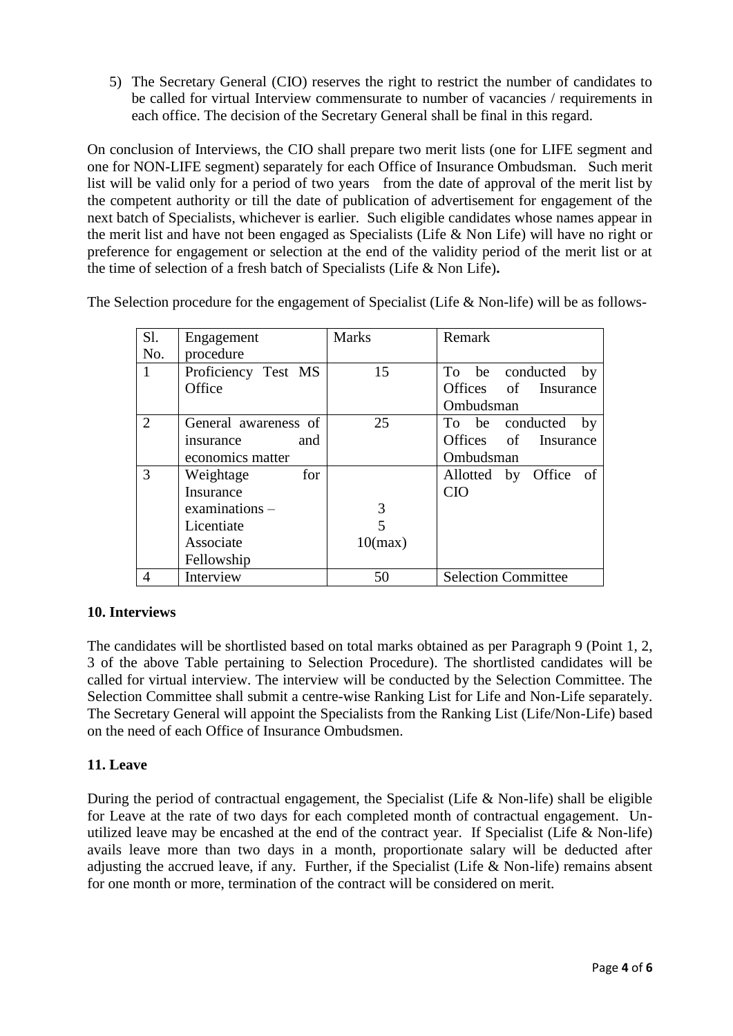5) The Secretary General (CIO) reserves the right to restrict the number of candidates to be called for virtual Interview commensurate to number of vacancies / requirements in each office. The decision of the Secretary General shall be final in this regard.

On conclusion of Interviews, the CIO shall prepare two merit lists (one for LIFE segment and one for NON-LIFE segment) separately for each Office of Insurance Ombudsman. Such merit list will be valid only for a period of two years from the date of approval of the merit list by the competent authority or till the date of publication of advertisement for engagement of the next batch of Specialists, whichever is earlier. Such eligible candidates whose names appear in the merit list and have not been engaged as Specialists (Life & Non Life) will have no right or preference for engagement or selection at the end of the validity period of the merit list or at the time of selection of a fresh batch of Specialists (Life & Non Life)**.**

The Selection procedure for the engagement of Specialist (Life & Non-life) will be as follows-

| Sl. No. | Engagement procedure | Marks | Remark |
|---|---|---|---|
| 1 | Proficiency Test MS Office | 15 | To be conducted by Offices of Insurance Ombudsman |
| 2 | General awareness of insurance and economics matter | 25 | To be conducted by Offices of Insurance Ombudsman |
| 3 | Weightage for Insurance examinations – Licentiate Associate Fellowship | 3 5 10(max) | Allotted by Office of CIO |
| 4 | Interview | 50 | Selection Committee |

## 10. Interviews

The candidates will be shortlisted based on total marks obtained as per Paragraph 9 (Point 1, 2, 3 of the above Table pertaining to Selection Procedure). The shortlisted candidates will be called for virtual interview. The interview will be conducted by the Selection Committee. The Selection Committee shall submit a centre-wise Ranking List for Life and Non-Life separately. The Secretary General will appoint the Specialists from the Ranking List (Life/Non-Life) based on the need of each Office of Insurance Ombudsmen.

## 11. Leave

During the period of contractual engagement, the Specialist (Life & Non-life) shall be eligible for Leave at the rate of two days for each completed month of contractual engagement. Un-utilized leave may be encashed at the end of the contract year. If Specialist (Life & Non-life) avails leave more than two days in a month, proportionate salary will be deducted after adjusting the accrued leave, if any. Further, if the Specialist (Life & Non-life) remains absent for one month or more, termination of the contract will be considered on merit.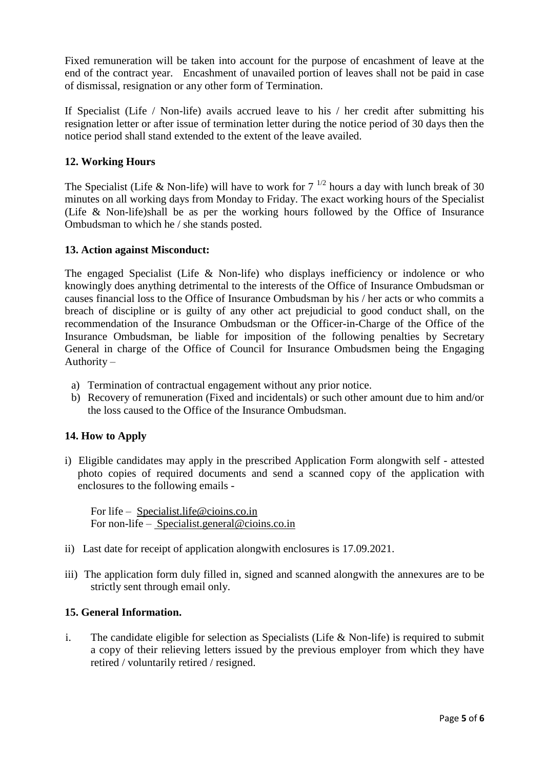Fixed remuneration will be taken into account for the purpose of encashment of leave at the end of the contract year. Encashment of unavailed portion of leaves shall not be paid in case of dismissal, resignation or any other form of Termination.

If Specialist (Life / Non-life) avails accrued leave to his / her credit after submitting his resignation letter or after issue of termination letter during the notice period of 30 days then the notice period shall stand extended to the extent of the leave availed.

## 12. Working Hours

The Specialist (Life & Non-life) will have to work for $7^{1/2}$ hours a day with lunch break of 30 minutes on all working days from Monday to Friday. The exact working hours of the Specialist (Life & Non-life)shall be as per the working hours followed by the Office of Insurance Ombudsman to which he / she stands posted.

## 13. Action against Misconduct:

The engaged Specialist (Life & Non-life) who displays inefficiency or indolence or who knowingly does anything detrimental to the interests of the Office of Insurance Ombudsman or causes financial loss to the Office of Insurance Ombudsman by his / her acts or who commits a breach of discipline or is guilty of any other act prejudicial to good conduct shall, on the recommendation of the Insurance Ombudsman or the Officer-in-Charge of the Office of the Insurance Ombudsman, be liable for imposition of the following penalties by Secretary General in charge of the Office of Council for Insurance Ombudsmen being the Engaging Authority –

a) Termination of contractual engagement without any prior notice.
b) Recovery of remuneration (Fixed and incidentals) or such other amount due to him and/or the loss caused to the Office of the Insurance Ombudsman.

## 14. How to Apply

i) Eligible candidates may apply in the prescribed Application Form alongwith self - attested photo copies of required documents and send a scanned copy of the application with enclosures to the following emails -

For life – Specialist.life@cioins.co.in
For non-life – Specialist.general@cioins.co.in

ii) Last date for receipt of application alongwith enclosures is 17.09.2021.

iii) The application form duly filled in, signed and scanned alongwith the annexures are to be strictly sent through email only.

## 15. General Information.

i. The candidate eligible for selection as Specialists (Life & Non-life) is required to submit a copy of their relieving letters issued by the previous employer from which they have retired / voluntarily retired / resigned.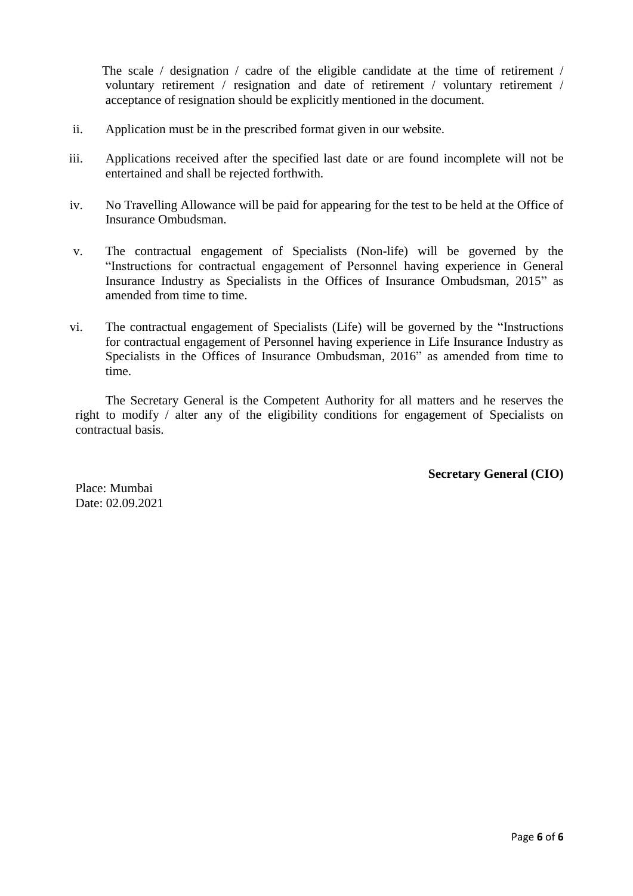The scale / designation / cadre of the eligible candidate at the time of retirement / voluntary retirement / resignation and date of retirement / voluntary retirement / acceptance of resignation should be explicitly mentioned in the document.

ii. Application must be in the prescribed format given in our website.

iii. Applications received after the specified last date or are found incomplete will not be entertained and shall be rejected forthwith.

iv. No Travelling Allowance will be paid for appearing for the test to be held at the Office of Insurance Ombudsman.

v. The contractual engagement of Specialists (Non-life) will be governed by the "Instructions for contractual engagement of Personnel having experience in General Insurance Industry as Specialists in the Offices of Insurance Ombudsman, 2015" as amended from time to time.

vi. The contractual engagement of Specialists (Life) will be governed by the "Instructions for contractual engagement of Personnel having experience in Life Insurance Industry as Specialists in the Offices of Insurance Ombudsman, 2016" as amended from time to time.

The Secretary General is the Competent Authority for all matters and he reserves the right to modify / alter any of the eligibility conditions for engagement of Specialists on contractual basis.

**Secretary General (CIO)**

Place: Mumbai
Date: 02.09.2021